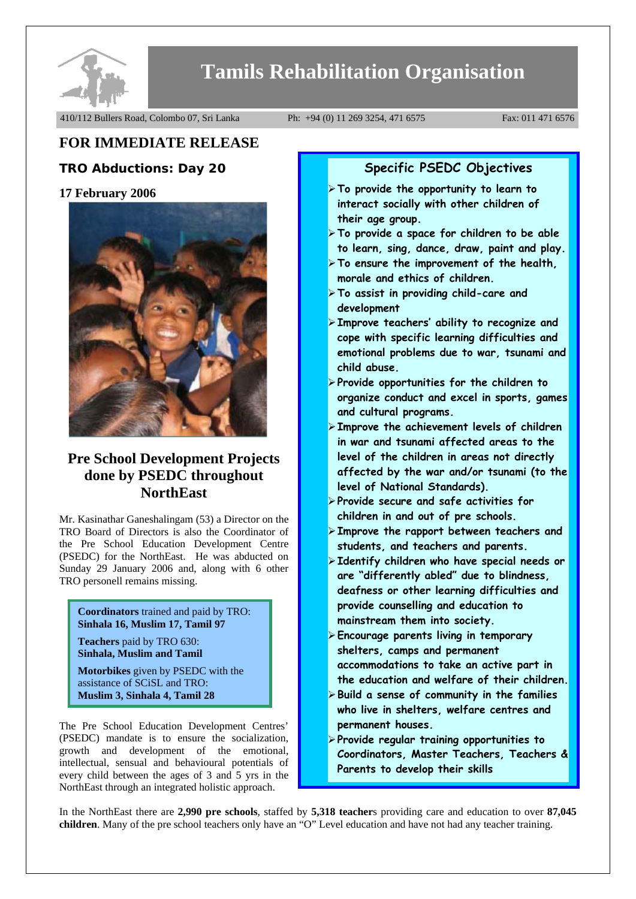# Tamils Rehabilitation Organisation

410/112 Bullers Road, Colombo 07, Sri Lanka Ph: +94 (0) 11 269 3254, 471 6575 Fax: 011 471 6576

## FOR IMMEDIATE RELEASE

### TRO Abductions: Day 20

**17 February 2006**

## Pre School Development Projects done by PSEDC throughout NorthEast

Mr. Kasinathar Ganeshalingam (53) a Director on the TRO Board of Directors is also the Coordinator of the Pre School Education Development Centre (PSEDC) for the NorthEast. He was abducted on Sunday 29 January 2006 and, along with 6 other TRO personell remains missing.

**Coordinators** trained and paid by TRO:
**Sinhala 16, Muslim 17, Tamil 97**

**Teachers** paid by TRO 630:
**Sinhala, Muslim and Tamil**

**Motorbikes** given by PSEDC with the assistance of SCiSL and TRO:
**Muslim 3, Sinhala 4, Tamil 28**

The Pre School Education Development Centres' (PSEDC) mandate is to ensure the socialization, growth and development of the emotional, intellectual, sensual and behavioural potentials of every child between the ages of 3 and 5 yrs in the NorthEast through an integrated holistic approach.

### Specific PSEDC Objectives

- **To provide the opportunity to learn to interact socially with other children of their age group.**
- **To provide a space for children to be able to learn, sing, dance, draw, paint and play.**
- **To ensure the improvement of the health, morale and ethics of children.**
- **To assist in providing child-care and development**
- **Improve teachers' ability to recognize and cope with specific learning difficulties and emotional problems due to war, tsunami and child abuse.**
- **Provide opportunities for the children to organize conduct and excel in sports, games and cultural programs.**
- **Improve the achievement levels of children in war and tsunami affected areas to the level of the children in areas not directly affected by the war and/or tsunami (to the level of National Standards).**
- **Provide secure and safe activities for children in and out of pre schools.**
- **Improve the rapport between teachers and students, and teachers and parents.**
- **Identify children who have special needs or are "differently abled" due to blindness, deafness or other learning difficulties and provide counselling and education to mainstream them into society.**
- **Encourage parents living in temporary shelters, camps and permanent accommodations to take an active part in the education and welfare of their children.**
- **Build a sense of community in the families who live in shelters, welfare centres and permanent houses.**
- **Provide regular training opportunities to Coordinators, Master Teachers, Teachers & Parents to develop their skills**

In the NorthEast there are **2,990 pre schools**, staffed by **5,318 teacher**s providing care and education to over **87,045 children**. Many of the pre school teachers only have an "O" Level education and have not had any teacher training.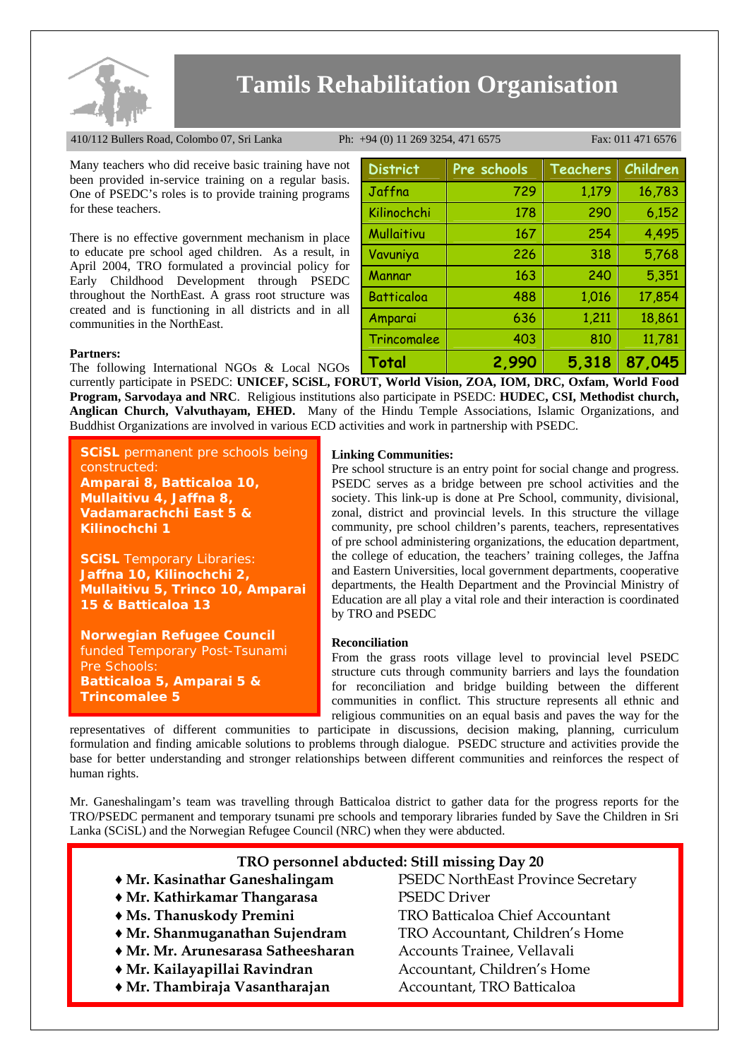# Tamils Rehabilitation Organisation

410/112 Bullers Road, Colombo 07, Sri Lanka Ph: +94 (0) 11 269 3254, 471 6575 Fax: 011 471 6576

Many teachers who did receive basic training have not been provided in-service training on a regular basis. One of PSEDC's roles is to provide training programs for these teachers.

There is no effective government mechanism in place to educate pre school aged children. As a result, in April 2004, TRO formulated a provincial policy for Early Childhood Development through PSEDC throughout the NorthEast. A grass root structure was created and is functioning in all districts and in all communities in the NorthEast.

| District | Pre schools | Teachers | Children |
|---|---|---|---|
| Jaffna | 729 | 1,179 | 16,783 |
| Kilinochchi | 178 | 290 | 6,152 |
| Mullaitivu | 167 | 254 | 4,495 |
| Vavuniya | 226 | 318 | 5,768 |
| Mannar | 163 | 240 | 5,351 |
| Batticaloa | 488 | 1,016 | 17,854 |
| Amparai | 636 | 1,211 | 18,861 |
| Trincomalee | 403 | 810 | 11,781 |
| **Total** | **2,990** | **5,318** | **87,045** |

**Partners:**

The following International NGOs & Local NGOs currently participate in PSEDC: **UNICEF, SCiSL, FORUT, World Vision, ZOA, IOM, DRC, Oxfam, World Food Program, Sarvodaya and NRC**. Religious institutions also participate in PSEDC: **HUDEC, CSI, Methodist church, Anglican Church, Valvuthayam, EHED.** Many of the Hindu Temple Associations, Islamic Organizations, and Buddhist Organizations are involved in various ECD activities and work in partnership with PSEDC.

**SCiSL** permanent pre schools being constructed:
**Amparai 8, Batticaloa 10, Mullaitivu 4, Jaffna 8, Vadamarachchi East 5 & Kilinochchi 1**

**SCiSL** Temporary Libraries:
**Jaffna 10, Kilinochchi 2, Mullaitivu 5, Trinco 10, Amparai 15 & Batticaloa 13**

**Norwegian Refugee Council** funded Temporary Post-Tsunami Pre Schools:
**Batticaloa 5, Amparai 5 & Trincomalee 5**

**Linking Communities:**

Pre school structure is an entry point for social change and progress. PSEDC serves as a bridge between pre school activities and the society. This link-up is done at Pre School, community, divisional, zonal, district and provincial levels. In this structure the village community, pre school children's parents, teachers, representatives of pre school administering organizations, the education department, the college of education, the teachers' training colleges, the Jaffna and Eastern Universities, local government departments, cooperative departments, the Health Department and the Provincial Ministry of Education are all play a vital role and their interaction is coordinated by TRO and PSEDC

**Reconciliation**

From the grass roots village level to provincial level PSEDC structure cuts through community barriers and lays the foundation for reconciliation and bridge building between the different communities in conflict. This structure represents all ethnic and religious communities on an equal basis and paves the way for the representatives of different communities to participate in discussions, decision making, planning, curriculum formulation and finding amicable solutions to problems through dialogue. PSEDC structure and activities provide the base for better understanding and stronger relationships between different communities and reinforces the respect of human rights.

Mr. Ganeshalingam's team was travelling through Batticaloa district to gather data for the progress reports for the TRO/PSEDC permanent and temporary tsunami pre schools and temporary libraries funded by Save the Children in Sri Lanka (SCiSL) and the Norwegian Refugee Council (NRC) when they were abducted.

**TRO personnel abducted: Still missing Day 20**

- **Mr. Kasinathar Ganeshalingam** — PSEDC NorthEast Province Secretary
- **Mr. Kathirkamar Thangarasa** — PSEDC Driver
- **Ms. Thanuskody Premini** — TRO Batticaloa Chief Accountant
- **Mr. Shanmuganathan Sujendram** — TRO Accountant, Children's Home
- **Mr. Mr. Arunesarasa Satheesharan** — Accounts Trainee, Vellavali
- **Mr. Kailayapillai Ravindran** — Accountant, Children's Home
- **Mr. Thambiraja Vasantharajan** — Accountant, TRO Batticaloa